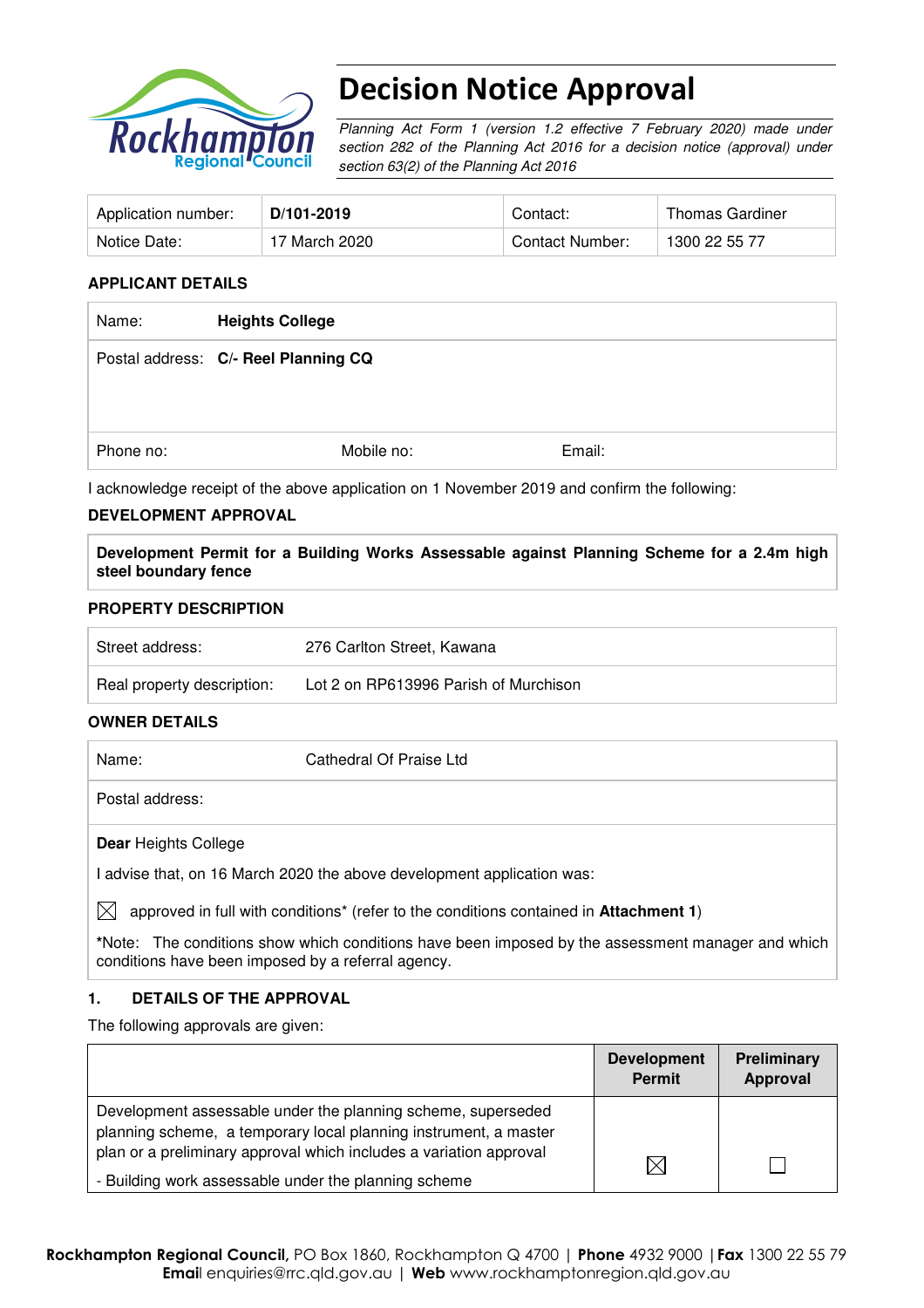# Decision Notice Approval

*Planning Act Form 1 (version 1.2 effective 7 February 2020) made under section 282 of the Planning Act 2016 for a decision notice (approval) under section 63(2) of the Planning Act 2016*

| Application number: | **D/101-2019** | Contact: | Thomas Gardiner |
|---|---|---|---|
| Notice Date: | 17 March 2020 | Contact Number: | 1300 22 55 77 |

## APPLICANT DETAILS

| | | |
|---|---|---|
| Name: **Heights College** | | |
| Postal address: **C/- Reel Planning CQ** | | |
| Phone no: | Mobile no: | Email: |

I acknowledge receipt of the above application on 1 November 2019 and confirm the following:

## DEVELOPMENT APPROVAL

**Development Permit for a Building Works Assessable against Planning Scheme for a 2.4m high steel boundary fence**

## PROPERTY DESCRIPTION

| | |
|---|---|
| Street address: | 276 Carlton Street, Kawana |
| Real property description: | Lot 2 on RP613996 Parish of Murchison |

## OWNER DETAILS

| | |
|---|---|
| Name: | Cathedral Of Praise Ltd |
| Postal address: | |

**Dear** Heights College

I advise that, on 16 March 2020 the above development application was:

☒ approved in full with conditions* (refer to the conditions contained in **Attachment 1**)

*Note: The conditions show which conditions have been imposed by the assessment manager and which conditions have been imposed by a referral agency.

## 1. DETAILS OF THE APPROVAL

The following approvals are given:

| | Development Permit | Preliminary Approval |
|---|---|---|
| Development assessable under the planning scheme, superseded planning scheme, a temporary local planning instrument, a master plan or a preliminary approval which includes a variation approval<br>- Building work assessable under the planning scheme | ☒ | ☐ |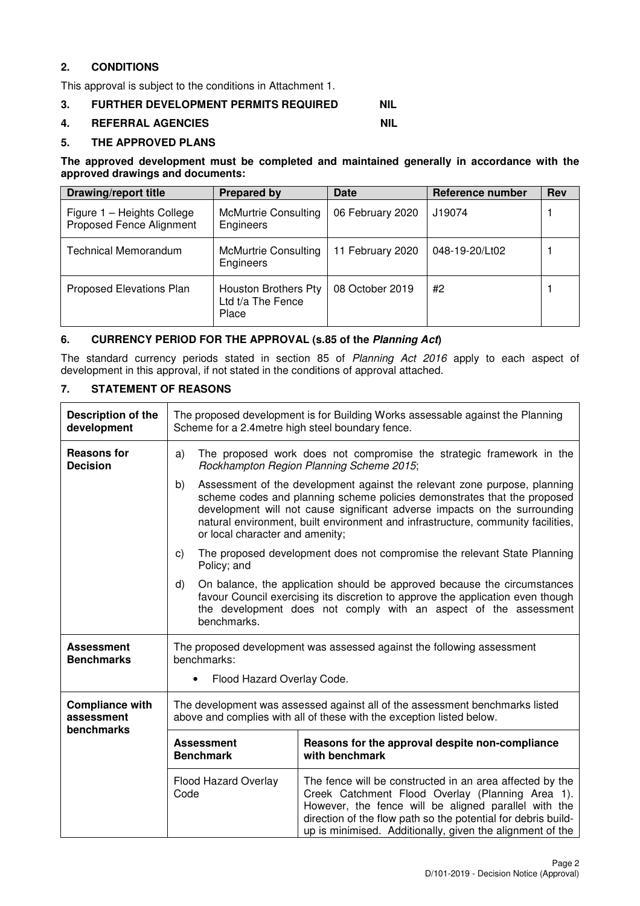## 2. CONDITIONS

This approval is subject to the conditions in Attachment 1.

## 3. FURTHER DEVELOPMENT PERMITS REQUIRED NIL

## 4. REFERRAL AGENCIES NIL

## 5. THE APPROVED PLANS

**The approved development must be completed and maintained generally in accordance with the approved drawings and documents:**

| Drawing/report title | Prepared by | Date | Reference number | Rev |
|---|---|---|---|---|
| Figure 1 – Heights College Proposed Fence Alignment | McMurtrie Consulting Engineers | 06 February 2020 | J19074 | 1 |
| Technical Memorandum | McMurtrie Consulting Engineers | 11 February 2020 | 048-19-20/Lt02 | 1 |
| Proposed Elevations Plan | Houston Brothers Pty Ltd t/a The Fence Place | 08 October 2019 | #2 | 1 |

## 6. CURRENCY PERIOD FOR THE APPROVAL (s.85 of the *Planning Act*)

The standard currency periods stated in section 85 of *Planning Act 2016* apply to each aspect of development in this approval, if not stated in the conditions of approval attached.

## 7. STATEMENT OF REASONS

| | | |
|---|---|---|
| **Description of the development** | The proposed development is for Building Works assessable against the Planning Scheme for a 2.4metre high steel boundary fence. | |
| **Reasons for Decision** | a) The proposed work does not compromise the strategic framework in the *Rockhampton Region Planning Scheme 2015*;<br>b) Assessment of the development against the relevant zone purpose, planning scheme codes and planning scheme policies demonstrates that the proposed development will not cause significant adverse impacts on the surrounding natural environment, built environment and infrastructure, community facilities, or local character and amenity;<br>c) The proposed development does not compromise the relevant State Planning Policy; and<br>d) On balance, the application should be approved because the circumstances favour Council exercising its discretion to approve the application even though the development does not comply with an aspect of the assessment benchmarks. | |
| **Assessment Benchmarks** | The proposed development was assessed against the following assessment benchmarks:<br>• Flood Hazard Overlay Code. | |
| **Compliance with assessment benchmarks** | The development was assessed against all of the assessment benchmarks listed above and complies with all of these with the exception listed below. | |
| | **Assessment Benchmark** | **Reasons for the approval despite non-compliance with benchmark** |
| | Flood Hazard Overlay Code | The fence will be constructed in an area affected by the Creek Catchment Flood Overlay (Planning Area 1). However, the fence will be aligned parallel with the direction of the flow path so the potential for debris build-up is minimised. Additionally, given the alignment of the |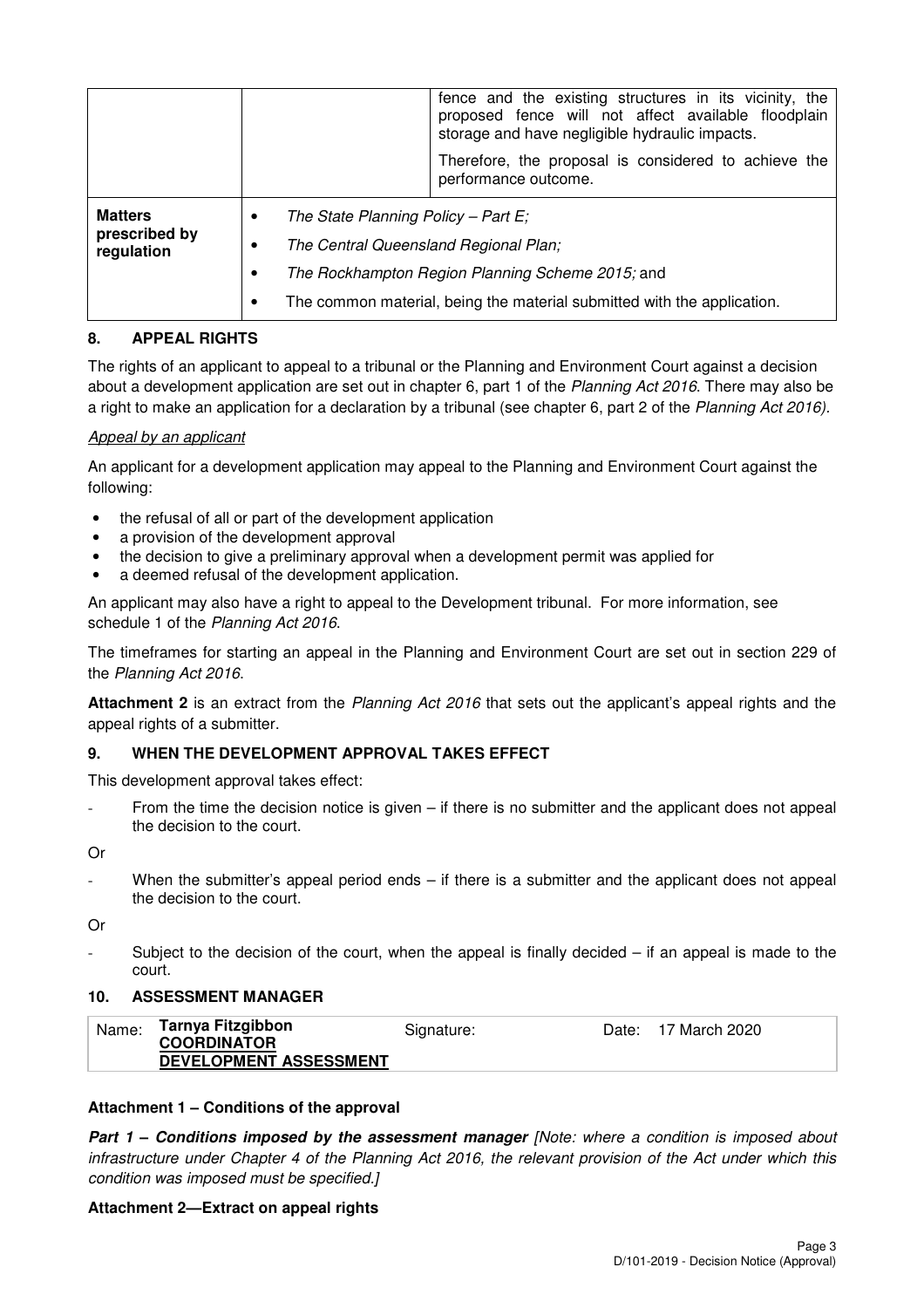| | | |
|---|---|---|
| | | fence and the existing structures in its vicinity, the proposed fence will not affect available floodplain storage and have negligible hydraulic impacts.<br><br>Therefore, the proposal is considered to achieve the performance outcome. |
| **Matters prescribed by regulation** | • *The State Planning Policy – Part E;*<br>• *The Central Queensland Regional Plan;*<br>• *The Rockhampton Region Planning Scheme 2015;* and<br>• The common material, being the material submitted with the application. | |

## 8. APPEAL RIGHTS

The rights of an applicant to appeal to a tribunal or the Planning and Environment Court against a decision about a development application are set out in chapter 6, part 1 of the *Planning Act 2016*. There may also be a right to make an application for a declaration by a tribunal (see chapter 6, part 2 of the *Planning Act 2016)*.

*Appeal by an applicant*

An applicant for a development application may appeal to the Planning and Environment Court against the following:

- the refusal of all or part of the development application
- a provision of the development approval
- the decision to give a preliminary approval when a development permit was applied for
- a deemed refusal of the development application.

An applicant may also have a right to appeal to the Development tribunal. For more information, see schedule 1 of the *Planning Act 2016*.

The timeframes for starting an appeal in the Planning and Environment Court are set out in section 229 of the *Planning Act 2016*.

**Attachment 2** is an extract from the *Planning Act 2016* that sets out the applicant's appeal rights and the appeal rights of a submitter.

## 9. WHEN THE DEVELOPMENT APPROVAL TAKES EFFECT

This development approval takes effect:

- From the time the decision notice is given – if there is no submitter and the applicant does not appeal the decision to the court.

Or

- When the submitter's appeal period ends – if there is a submitter and the applicant does not appeal the decision to the court.

Or

- Subject to the decision of the court, when the appeal is finally decided – if an appeal is made to the court.

## 10. ASSESSMENT MANAGER

| Name: | Signature: | Date: |
|---|---|---|
| **Tarnya Fitzgibbon**<br>**COORDINATOR**<br>**DEVELOPMENT ASSESSMENT** | | 17 March 2020 |

**Attachment 1 – Conditions of the approval**

***Part 1 – Conditions imposed by the assessment manager*** *[Note: where a condition is imposed about infrastructure under Chapter 4 of the Planning Act 2016, the relevant provision of the Act under which this condition was imposed must be specified.]*

**Attachment 2—Extract on appeal rights**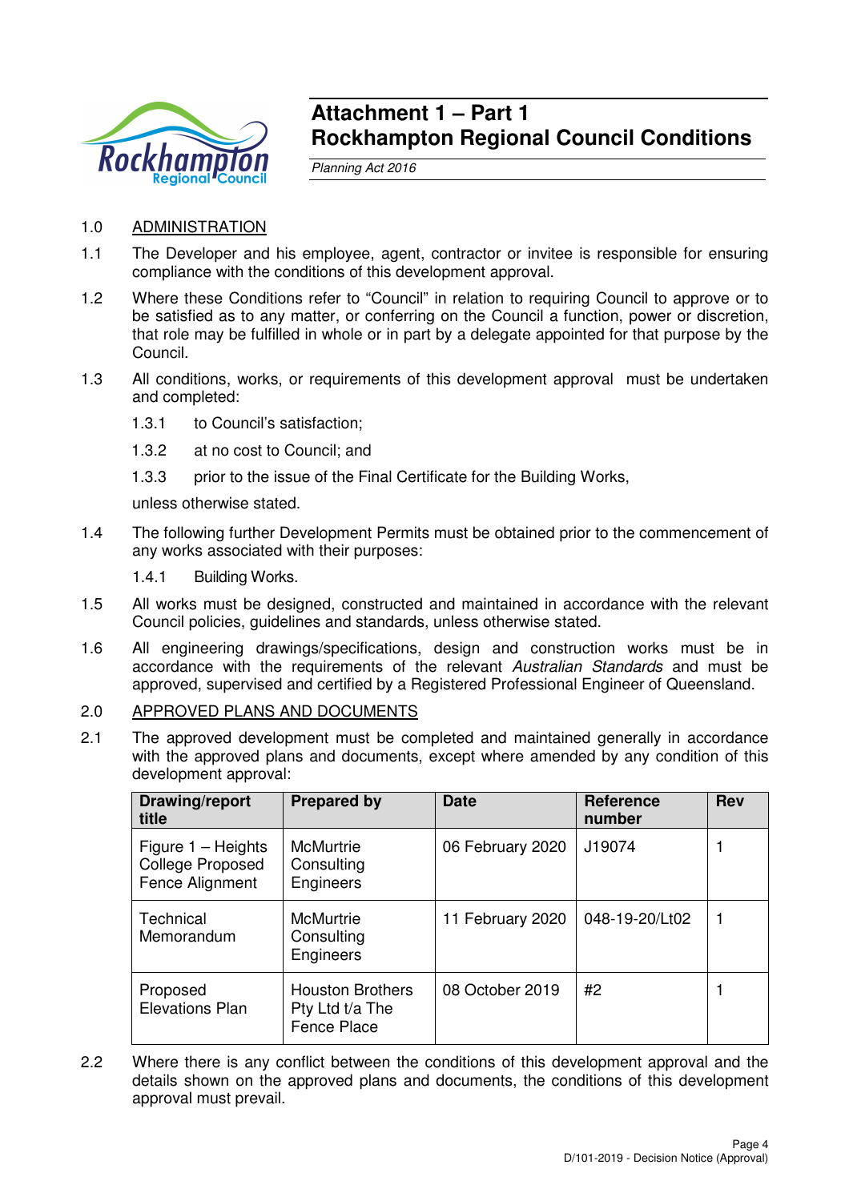# Attachment 1 – Part 1
# Rockhampton Regional Council Conditions

*Planning Act 2016*

1.0 ADMINISTRATION

1.1 The Developer and his employee, agent, contractor or invitee is responsible for ensuring compliance with the conditions of this development approval.

1.2 Where these Conditions refer to "Council" in relation to requiring Council to approve or to be satisfied as to any matter, or conferring on the Council a function, power or discretion, that role may be fulfilled in whole or in part by a delegate appointed for that purpose by the Council.

1.3 All conditions, works, or requirements of this development approval must be undertaken and completed:

1.3.1 to Council's satisfaction;

1.3.2 at no cost to Council; and

1.3.3 prior to the issue of the Final Certificate for the Building Works,

unless otherwise stated.

1.4 The following further Development Permits must be obtained prior to the commencement of any works associated with their purposes:

1.4.1 Building Works.

1.5 All works must be designed, constructed and maintained in accordance with the relevant Council policies, guidelines and standards, unless otherwise stated.

1.6 All engineering drawings/specifications, design and construction works must be in accordance with the requirements of the relevant *Australian Standards* and must be approved, supervised and certified by a Registered Professional Engineer of Queensland.

2.0 APPROVED PLANS AND DOCUMENTS

2.1 The approved development must be completed and maintained generally in accordance with the approved plans and documents, except where amended by any condition of this development approval:

| Drawing/report title | Prepared by | Date | Reference number | Rev |
|---|---|---|---|---|
| Figure 1 – Heights College Proposed Fence Alignment | McMurtrie Consulting Engineers | 06 February 2020 | J19074 | 1 |
| Technical Memorandum | McMurtrie Consulting Engineers | 11 February 2020 | 048-19-20/Lt02 | 1 |
| Proposed Elevations Plan | Houston Brothers Pty Ltd t/a The Fence Place | 08 October 2019 | #2 | 1 |

2.2 Where there is any conflict between the conditions of this development approval and the details shown on the approved plans and documents, the conditions of this development approval must prevail.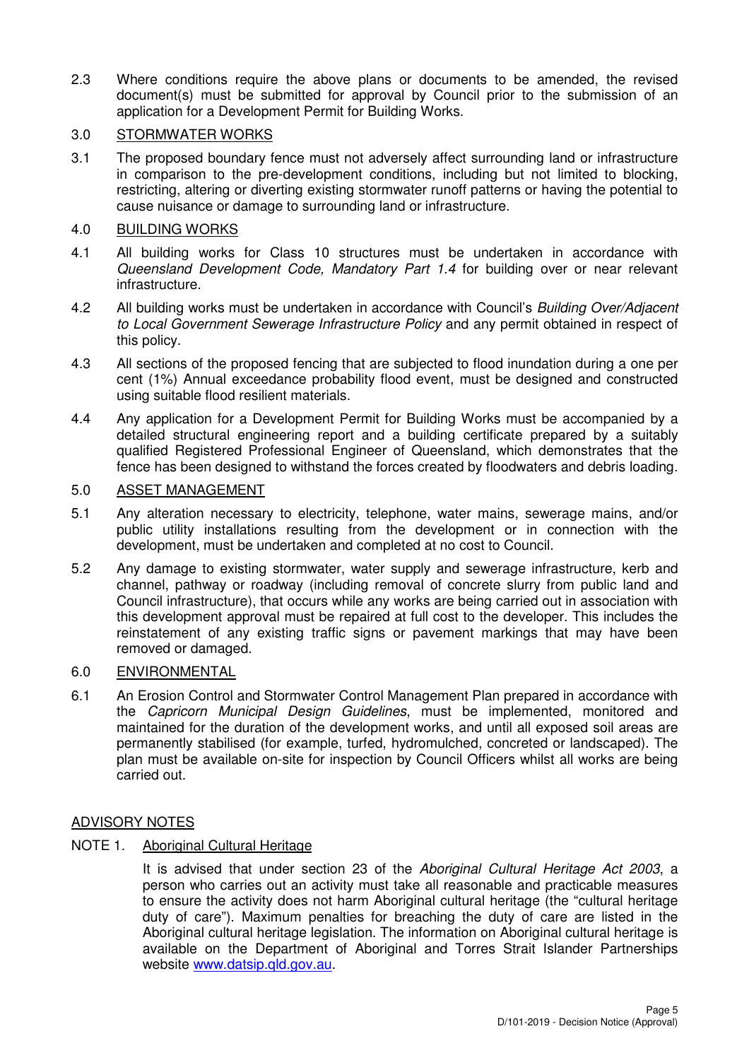2.3 Where conditions require the above plans or documents to be amended, the revised document(s) must be submitted for approval by Council prior to the submission of an application for a Development Permit for Building Works.

## 3.0 STORMWATER WORKS

3.1 The proposed boundary fence must not adversely affect surrounding land or infrastructure in comparison to the pre-development conditions, including but not limited to blocking, restricting, altering or diverting existing stormwater runoff patterns or having the potential to cause nuisance or damage to surrounding land or infrastructure.

## 4.0 BUILDING WORKS

4.1 All building works for Class 10 structures must be undertaken in accordance with *Queensland Development Code, Mandatory Part 1.4* for building over or near relevant infrastructure.

4.2 All building works must be undertaken in accordance with Council's *Building Over/Adjacent to Local Government Sewerage Infrastructure Policy* and any permit obtained in respect of this policy.

4.3 All sections of the proposed fencing that are subjected to flood inundation during a one per cent (1%) Annual exceedance probability flood event, must be designed and constructed using suitable flood resilient materials.

4.4 Any application for a Development Permit for Building Works must be accompanied by a detailed structural engineering report and a building certificate prepared by a suitably qualified Registered Professional Engineer of Queensland, which demonstrates that the fence has been designed to withstand the forces created by floodwaters and debris loading.

## 5.0 ASSET MANAGEMENT

5.1 Any alteration necessary to electricity, telephone, water mains, sewerage mains, and/or public utility installations resulting from the development or in connection with the development, must be undertaken and completed at no cost to Council.

5.2 Any damage to existing stormwater, water supply and sewerage infrastructure, kerb and channel, pathway or roadway (including removal of concrete slurry from public land and Council infrastructure), that occurs while any works are being carried out in association with this development approval must be repaired at full cost to the developer. This includes the reinstatement of any existing traffic signs or pavement markings that may have been removed or damaged.

## 6.0 ENVIRONMENTAL

6.1 An Erosion Control and Stormwater Control Management Plan prepared in accordance with the *Capricorn Municipal Design Guidelines*, must be implemented, monitored and maintained for the duration of the development works, and until all exposed soil areas are permanently stabilised (for example, turfed, hydromulched, concreted or landscaped). The plan must be available on-site for inspection by Council Officers whilst all works are being carried out.

## ADVISORY NOTES

### NOTE 1. Aboriginal Cultural Heritage

It is advised that under section 23 of the *Aboriginal Cultural Heritage Act 2003*, a person who carries out an activity must take all reasonable and practicable measures to ensure the activity does not harm Aboriginal cultural heritage (the "cultural heritage duty of care"). Maximum penalties for breaching the duty of care are listed in the Aboriginal cultural heritage legislation. The information on Aboriginal cultural heritage is available on the Department of Aboriginal and Torres Strait Islander Partnerships website www.datsip.qld.gov.au.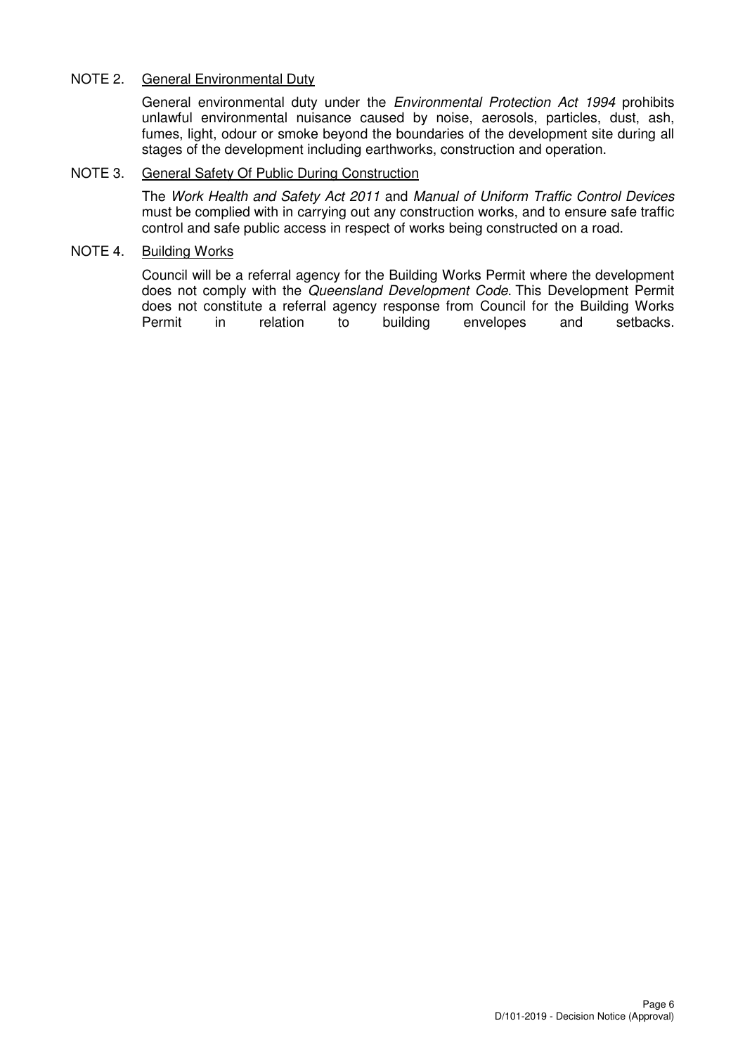NOTE 2. <u>General Environmental Duty</u>

General environmental duty under the *Environmental Protection Act 1994* prohibits unlawful environmental nuisance caused by noise, aerosols, particles, dust, ash, fumes, light, odour or smoke beyond the boundaries of the development site during all stages of the development including earthworks, construction and operation.

NOTE 3. <u>General Safety Of Public During Construction</u>

The *Work Health and Safety Act 2011* and *Manual of Uniform Traffic Control Devices* must be complied with in carrying out any construction works, and to ensure safe traffic control and safe public access in respect of works being constructed on a road.

NOTE 4. <u>Building Works</u>

Council will be a referral agency for the Building Works Permit where the development does not comply with the *Queensland Development Code*. This Development Permit does not constitute a referral agency response from Council for the Building Works Permit in relation to building envelopes and setbacks.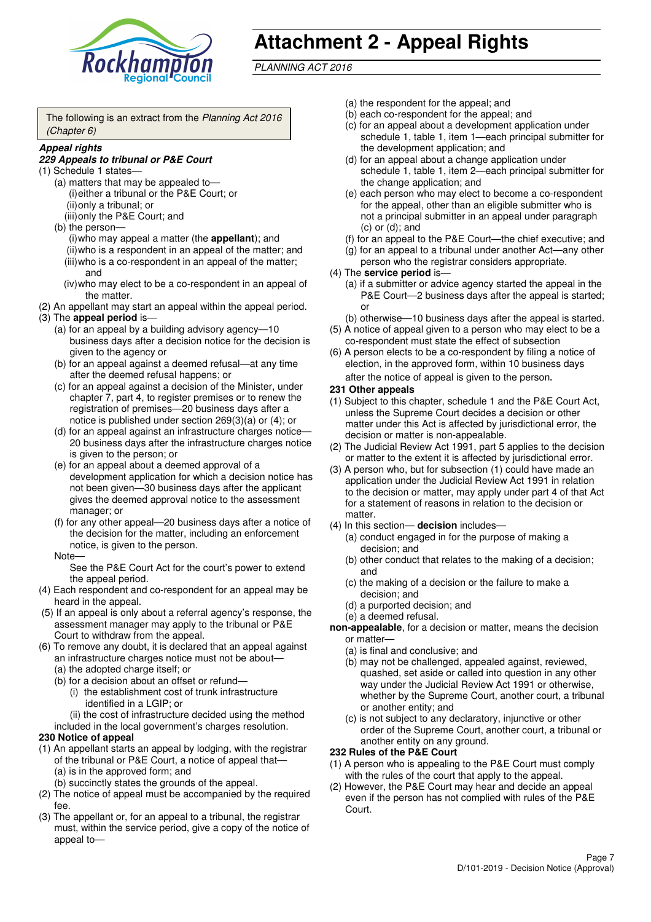# Attachment 2 - Appeal Rights

*PLANNING ACT 2016*

The following is an extract from the *Planning Act 2016 (Chapter 6)*

***Appeal rights***

***229 Appeals to tribunal or P&E Court***

(1) Schedule 1 states—

(a) matters that may be appealed to—

(i) either a tribunal or the P&E Court; or

(ii) only a tribunal; or

(iii) only the P&E Court; and

(b) the person—

(i) who may appeal a matter (the **appellant**); and

(ii) who is a respondent in an appeal of the matter; and

(iii) who is a co-respondent in an appeal of the matter; and

(iv) who may elect to be a co-respondent in an appeal of the matter.

(2) An appellant may start an appeal within the appeal period.

(3) The **appeal period** is—

(a) for an appeal by a building advisory agency—10 business days after a decision notice for the decision is given to the agency or

(b) for an appeal against a deemed refusal—at any time after the deemed refusal happens; or

(c) for an appeal against a decision of the Minister, under chapter 7, part 4, to register premises or to renew the registration of premises—20 business days after a notice is published under section 269(3)(a) or (4); or

(d) for an appeal against an infrastructure charges notice—20 business days after the infrastructure charges notice is given to the person; or

(e) for an appeal about a deemed approval of a development application for which a decision notice has not been given—30 business days after the applicant gives the deemed approval notice to the assessment manager; or

(f) for any other appeal—20 business days after a notice of the decision for the matter, including an enforcement notice, is given to the person.

Note—

See the P&E Court Act for the court's power to extend the appeal period.

(4) Each respondent and co-respondent for an appeal may be heard in the appeal.

(5) If an appeal is only about a referral agency's response, the assessment manager may apply to the tribunal or P&E Court to withdraw from the appeal.

(6) To remove any doubt, it is declared that an appeal against an infrastructure charges notice must not be about—

(a) the adopted charge itself; or

(b) for a decision about an offset or refund—

(i) the establishment cost of trunk infrastructure identified in a LGIP; or

(ii) the cost of infrastructure decided using the method included in the local government's charges resolution.

**230 Notice of appeal**

(1) An appellant starts an appeal by lodging, with the registrar of the tribunal or P&E Court, a notice of appeal that—

(a) is in the approved form; and

(b) succinctly states the grounds of the appeal.

(2) The notice of appeal must be accompanied by the required fee.

(3) The appellant or, for an appeal to a tribunal, the registrar must, within the service period, give a copy of the notice of appeal to—

(a) the respondent for the appeal; and

(b) each co-respondent for the appeal; and

(c) for an appeal about a development application under schedule 1, table 1, item 1—each principal submitter for the development application; and

(d) for an appeal about a change application under schedule 1, table 1, item 2—each principal submitter for the change application; and

(e) each person who may elect to become a co-respondent for the appeal, other than an eligible submitter who is not a principal submitter in an appeal under paragraph (c) or (d); and

(f) for an appeal to the P&E Court—the chief executive; and

(g) for an appeal to a tribunal under another Act—any other person who the registrar considers appropriate.

(4) The **service period** is—

(a) if a submitter or advice agency started the appeal in the P&E Court—2 business days after the appeal is started; or

(b) otherwise—10 business days after the appeal is started.

(5) A notice of appeal given to a person who may elect to be a co-respondent must state the effect of subsection

(6) A person elects to be a co-respondent by filing a notice of election, in the approved form, within 10 business days after the notice of appeal is given to the person**.**

**231 Other appeals**

(1) Subject to this chapter, schedule 1 and the P&E Court Act, unless the Supreme Court decides a decision or other matter under this Act is affected by jurisdictional error, the decision or matter is non-appealable.

(2) The Judicial Review Act 1991, part 5 applies to the decision or matter to the extent it is affected by jurisdictional error.

(3) A person who, but for subsection (1) could have made an application under the Judicial Review Act 1991 in relation to the decision or matter, may apply under part 4 of that Act for a statement of reasons in relation to the decision or matter.

(4) In this section— **decision** includes—

(a) conduct engaged in for the purpose of making a decision; and

(b) other conduct that relates to the making of a decision; and

(c) the making of a decision or the failure to make a decision; and

(d) a purported decision; and

(e) a deemed refusal.

**non-appealable**, for a decision or matter, means the decision or matter—

(a) is final and conclusive; and

(b) may not be challenged, appealed against, reviewed, quashed, set aside or called into question in any other way under the Judicial Review Act 1991 or otherwise, whether by the Supreme Court, another court, a tribunal or another entity; and

(c) is not subject to any declaratory, injunctive or other order of the Supreme Court, another court, a tribunal or another entity on any ground.

**232 Rules of the P&E Court**

(1) A person who is appealing to the P&E Court must comply with the rules of the court that apply to the appeal.

(2) However, the P&E Court may hear and decide an appeal even if the person has not complied with rules of the P&E Court.

D/101-2019 - Decision Notice (Approval)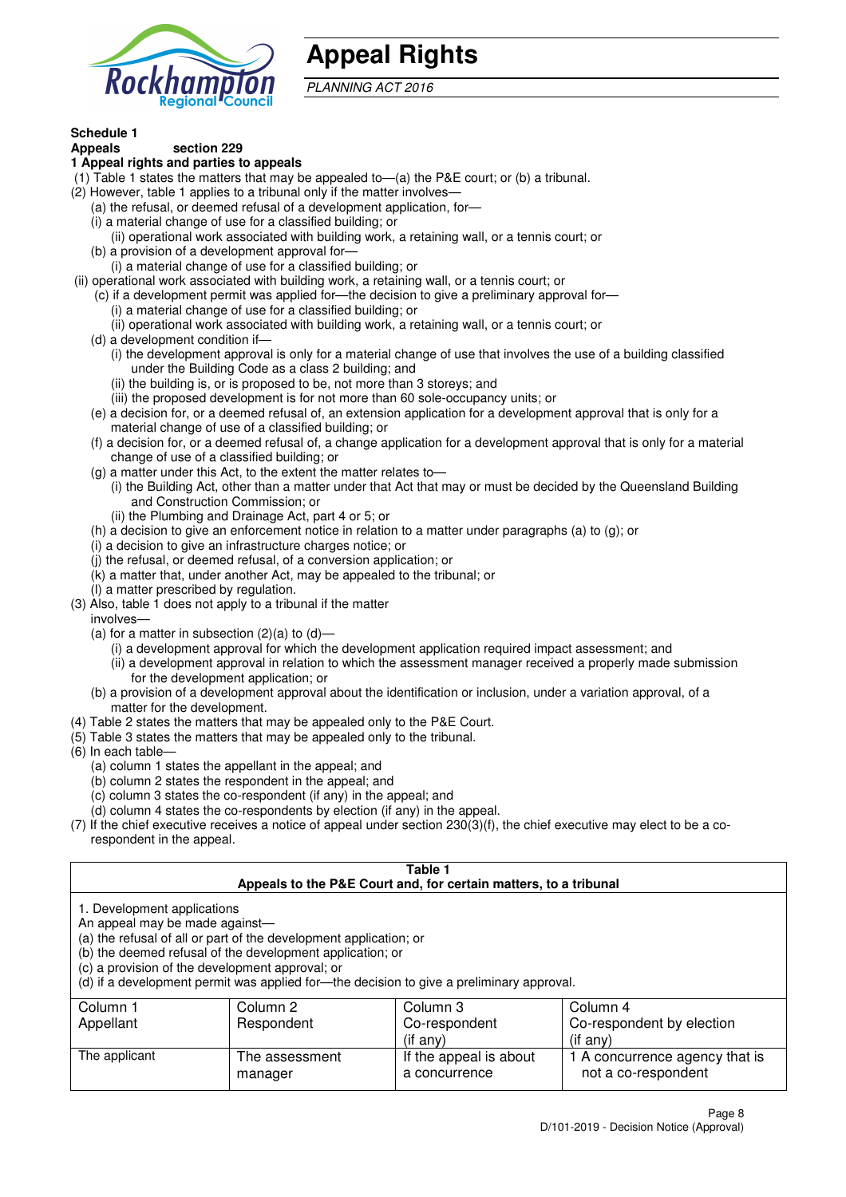# Appeal Rights

*PLANNING ACT 2016*

**Schedule 1**
**Appeals section 229**

**1 Appeal rights and parties to appeals**

(1) Table 1 states the matters that may be appealed to—(a) the P&E court; or (b) a tribunal.

(2) However, table 1 applies to a tribunal only if the matter involves—

(a) the refusal, or deemed refusal of a development application, for—

(i) a material change of use for a classified building; or

(ii) operational work associated with building work, a retaining wall, or a tennis court; or

(b) a provision of a development approval for—

(i) a material change of use for a classified building; or

(ii) operational work associated with building work, a retaining wall, or a tennis court; or

(c) if a development permit was applied for—the decision to give a preliminary approval for—

(i) a material change of use for a classified building; or

(ii) operational work associated with building work, a retaining wall, or a tennis court; or

(d) a development condition if—

(i) the development approval is only for a material change of use that involves the use of a building classified under the Building Code as a class 2 building; and

(ii) the building is, or is proposed to be, not more than 3 storeys; and

(iii) the proposed development is for not more than 60 sole-occupancy units; or

(e) a decision for, or a deemed refusal of, an extension application for a development approval that is only for a material change of use of a classified building; or

(f) a decision for, or a deemed refusal of, a change application for a development approval that is only for a material change of use of a classified building; or

(g) a matter under this Act, to the extent the matter relates to—

(i) the Building Act, other than a matter under that Act that may or must be decided by the Queensland Building and Construction Commission; or

(ii) the Plumbing and Drainage Act, part 4 or 5; or

(h) a decision to give an enforcement notice in relation to a matter under paragraphs (a) to (g); or

(i) a decision to give an infrastructure charges notice; or

(j) the refusal, or deemed refusal, of a conversion application; or

(k) a matter that, under another Act, may be appealed to the tribunal; or

(l) a matter prescribed by regulation.

(3) Also, table 1 does not apply to a tribunal if the matter involves—

(a) for a matter in subsection (2)(a) to (d)—

(i) a development approval for which the development application required impact assessment; and

(ii) a development approval in relation to which the assessment manager received a properly made submission for the development application; or

(b) a provision of a development approval about the identification or inclusion, under a variation approval, of a matter for the development.

(4) Table 2 states the matters that may be appealed only to the P&E Court.

(5) Table 3 states the matters that may be appealed only to the tribunal.

(6) In each table—

(a) column 1 states the appellant in the appeal; and

(b) column 2 states the respondent in the appeal; and

(c) column 3 states the co-respondent (if any) in the appeal; and

(d) column 4 states the co-respondents by election (if any) in the appeal.

(7) If the chief executive receives a notice of appeal under section 230(3)(f), the chief executive may elect to be a co-respondent in the appeal.

**Table 1**
**Appeals to the P&E Court and, for certain matters, to a tribunal**

1. Development applications

An appeal may be made against—

(a) the refusal of all or part of the development application; or

(b) the deemed refusal of the development application; or

(c) a provision of the development approval; or

(d) if a development permit was applied for—the decision to give a preliminary approval.

| Column 1<br>Appellant | Column 2<br>Respondent | Column 3<br>Co-respondent<br>(if any) | Column 4<br>Co-respondent by election<br>(if any) |
|---|---|---|---|
| The applicant | The assessment manager | If the appeal is about a concurrence | 1 A concurrence agency that is not a co-respondent |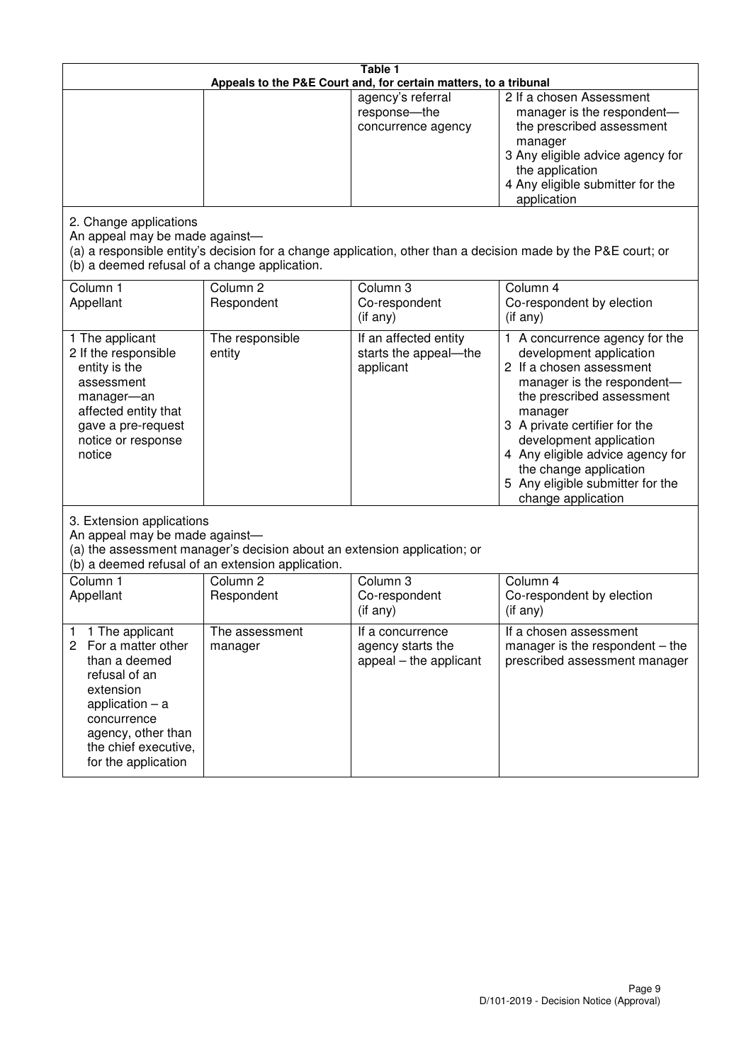**Table 1**
**Appeals to the P&E Court and, for certain matters, to a tribunal**

| | | | |
|---|---|---|---|
| | | agency's referral response—the concurrence agency | 2 If a chosen Assessment manager is the respondent—the prescribed assessment manager<br>3 Any eligible advice agency for the application<br>4 Any eligible submitter for the application |

2. Change applications
An appeal may be made against—
(a) a responsible entity's decision for a change application, other than a decision made by the P&E court; or
(b) a deemed refusal of a change application.

| Column 1<br>Appellant | Column 2<br>Respondent | Column 3<br>Co-respondent<br>(if any) | Column 4<br>Co-respondent by election<br>(if any) |
|---|---|---|---|
| 1 The applicant<br>2 If the responsible entity is the assessment manager—an affected entity that gave a pre-request notice or response notice | The responsible entity | If an affected entity starts the appeal—the applicant | 1 A concurrence agency for the development application<br>2 If a chosen assessment manager is the respondent—the prescribed assessment manager<br>3 A private certifier for the development application<br>4 Any eligible advice agency for the change application<br>5 Any eligible submitter for the change application |

3. Extension applications
An appeal may be made against—
(a) the assessment manager's decision about an extension application; or
(b) a deemed refusal of an extension application.

| Column 1<br>Appellant | Column 2<br>Respondent | Column 3<br>Co-respondent<br>(if any) | Column 4<br>Co-respondent by election<br>(if any) |
|---|---|---|---|
| 1 1 The applicant<br>2 For a matter other than a deemed refusal of an extension application – a concurrence agency, other than the chief executive, for the application | The assessment manager | If a concurrence agency starts the appeal – the applicant | If a chosen assessment manager is the respondent – the prescribed assessment manager |

D/101-2019 - Decision Notice (Approval)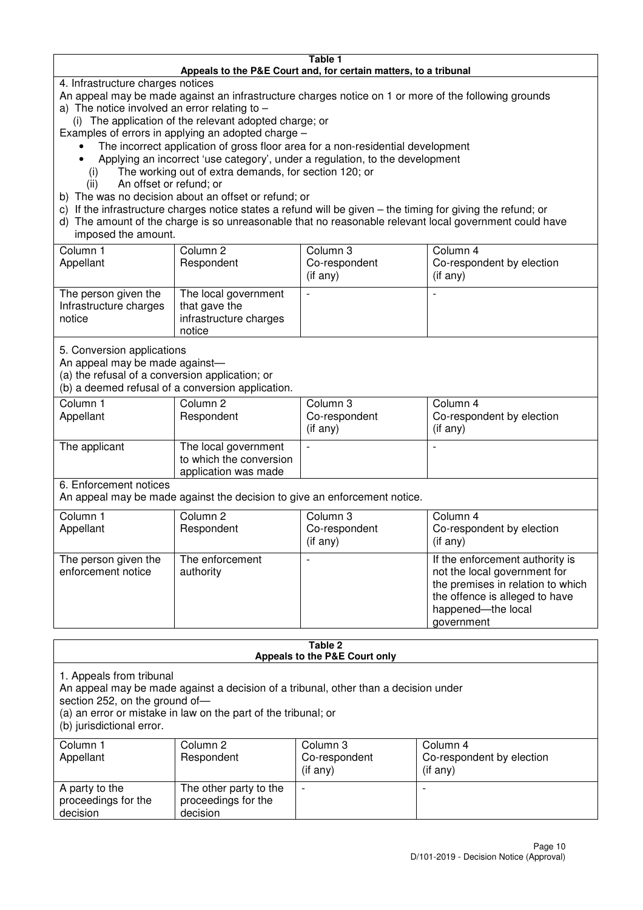**Table 1**
**Appeals to the P&E Court and, for certain matters, to a tribunal**

4. Infrastructure charges notices

An appeal may be made against an infrastructure charges notice on 1 or more of the following grounds

a) The notice involved an error relating to –
   (i) The application of the relevant adopted charge; or

Examples of errors in applying an adopted charge –

- The incorrect application of gross floor area for a non-residential development
- Applying an incorrect 'use category', under a regulation, to the development

   (i) The working out of extra demands, for section 120; or
   (ii) An offset or refund; or

b) The was no decision about an offset or refund; or

c) If the infrastructure charges notice states a refund will be given – the timing for giving the refund; or

d) The amount of the charge is so unreasonable that no reasonable relevant local government could have imposed the amount.

| Column 1<br>Appellant | Column 2<br>Respondent | Column 3<br>Co-respondent<br>(if any) | Column 4<br>Co-respondent by election<br>(if any) |
|---|---|---|---|
| The person given the Infrastructure charges notice | The local government that gave the infrastructure charges notice | - | - |

5. Conversion applications

An appeal may be made against—
(a) the refusal of a conversion application; or
(b) a deemed refusal of a conversion application.

| Column 1<br>Appellant | Column 2<br>Respondent | Column 3<br>Co-respondent<br>(if any) | Column 4<br>Co-respondent by election<br>(if any) |
|---|---|---|---|
| The applicant | The local government to which the conversion application was made | - | - |

6. Enforcement notices

An appeal may be made against the decision to give an enforcement notice.

| Column 1<br>Appellant | Column 2<br>Respondent | Column 3<br>Co-respondent<br>(if any) | Column 4<br>Co-respondent by election<br>(if any) |
|---|---|---|---|
| The person given the enforcement notice | The enforcement authority | - | If the enforcement authority is not the local government for the premises in relation to which the offence is alleged to have happened—the local government |

**Table 2**
**Appeals to the P&E Court only**

1. Appeals from tribunal

An appeal may be made against a decision of a tribunal, other than a decision under section 252, on the ground of—
(a) an error or mistake in law on the part of the tribunal; or
(b) jurisdictional error.

| Column 1<br>Appellant | Column 2<br>Respondent | Column 3<br>Co-respondent<br>(if any) | Column 4<br>Co-respondent by election<br>(if any) |
|---|---|---|---|
| A party to the proceedings for the decision | The other party to the proceedings for the decision | - | - |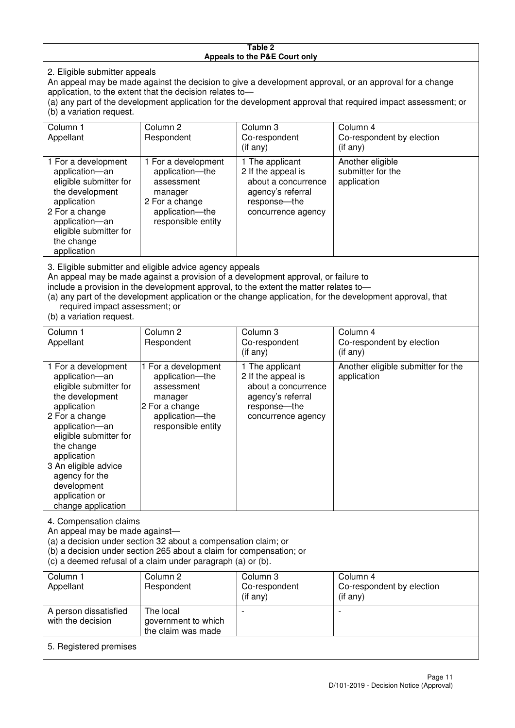**Table 2**
**Appeals to the P&E Court only**

2. Eligible submitter appeals

An appeal may be made against the decision to give a development approval, or an approval for a change application, to the extent that the decision relates to—
(a) any part of the development application for the development approval that required impact assessment; or
(b) a variation request.

| Column 1<br>Appellant | Column 2<br>Respondent | Column 3<br>Co-respondent<br>(if any) | Column 4<br>Co-respondent by election<br>(if any) |
|---|---|---|---|
| 1 For a development application—an eligible submitter for the development application<br>2 For a change application—an eligible submitter for the change application | 1 For a development application—the assessment manager<br>2 For a change application—the responsible entity | 1 The applicant<br>2 If the appeal is about a concurrence agency's referral response—the concurrence agency | Another eligible submitter for the application |

3. Eligible submitter and eligible advice agency appeals

An appeal may be made against a provision of a development approval, or failure to include a provision in the development approval, to the extent the matter relates to—
(a) any part of the development application or the change application, for the development approval, that required impact assessment; or
(b) a variation request.

| Column 1<br>Appellant | Column 2<br>Respondent | Column 3<br>Co-respondent<br>(if any) | Column 4<br>Co-respondent by election<br>(if any) |
|---|---|---|---|
| 1 For a development application—an eligible submitter for the development application<br>2 For a change application—an eligible submitter for the change application<br>3 An eligible advice agency for the development application or change application | 1 For a development application—the assessment manager<br>2 For a change application—the responsible entity | 1 The applicant<br>2 If the appeal is about a concurrence agency's referral response—the concurrence agency | Another eligible submitter for the application |

4. Compensation claims

An appeal may be made against—
(a) a decision under section 32 about a compensation claim; or
(b) a decision under section 265 about a claim for compensation; or
(c) a deemed refusal of a claim under paragraph (a) or (b).

| Column 1<br>Appellant | Column 2<br>Respondent | Column 3<br>Co-respondent<br>(if any) | Column 4<br>Co-respondent by election<br>(if any) |
|---|---|---|---|
| A person dissatisfied with the decision | The local government to which the claim was made | - | - |

5. Registered premises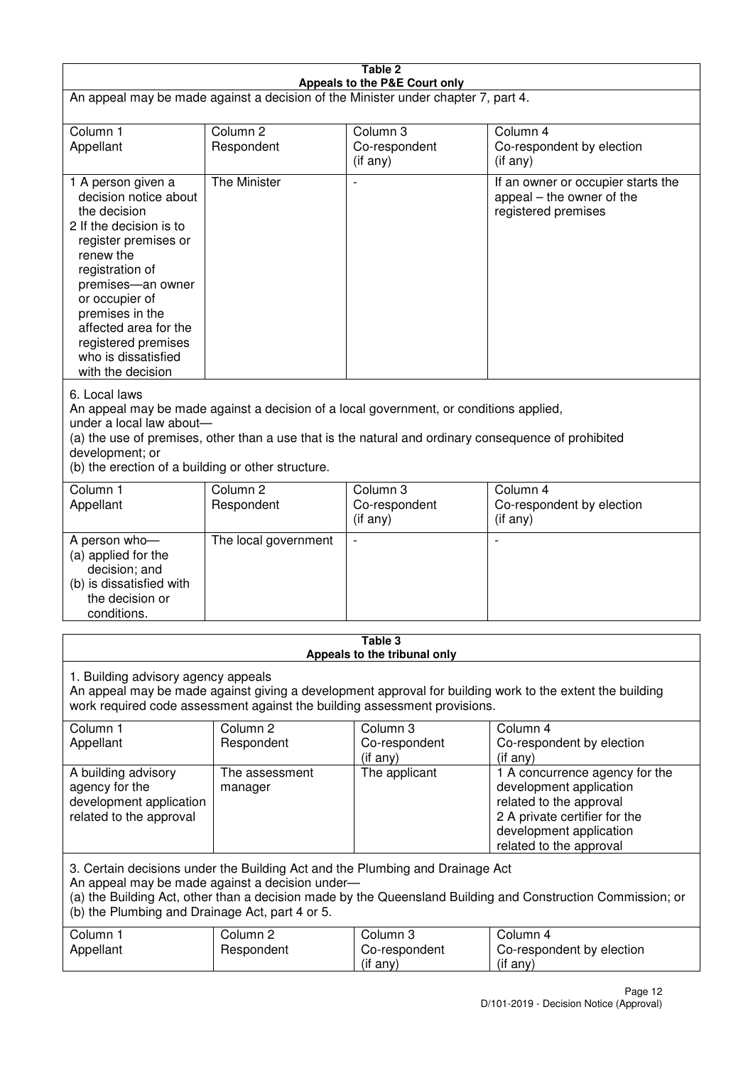**Table 2**
**Appeals to the P&E Court only**

An appeal may be made against a decision of the Minister under chapter 7, part 4.

| Column 1<br>Appellant | Column 2<br>Respondent | Column 3<br>Co-respondent<br>(if any) | Column 4<br>Co-respondent by election<br>(if any) |
|---|---|---|---|
| 1 A person given a decision notice about the decision<br>2 If the decision is to register premises or renew the registration of premises—an owner or occupier of premises in the affected area for the registered premises who is dissatisfied with the decision | The Minister | - | If an owner or occupier starts the appeal – the owner of the registered premises |

6. Local laws
An appeal may be made against a decision of a local government, or conditions applied, under a local law about—
(a) the use of premises, other than a use that is the natural and ordinary consequence of prohibited development; or
(b) the erection of a building or other structure.

| Column 1<br>Appellant | Column 2<br>Respondent | Column 3<br>Co-respondent<br>(if any) | Column 4<br>Co-respondent by election<br>(if any) |
|---|---|---|---|
| A person who—<br>(a) applied for the decision; and<br>(b) is dissatisfied with the decision or conditions. | The local government | - | - |

**Table 3**
**Appeals to the tribunal only**

1. Building advisory agency appeals
An appeal may be made against giving a development approval for building work to the extent the building work required code assessment against the building assessment provisions.

| Column 1<br>Appellant | Column 2<br>Respondent | Column 3<br>Co-respondent<br>(if any) | Column 4<br>Co-respondent by election<br>(if any) |
|---|---|---|---|
| A building advisory agency for the development application related to the approval | The assessment manager | The applicant | 1 A concurrence agency for the development application related to the approval<br>2 A private certifier for the development application related to the approval |

3. Certain decisions under the Building Act and the Plumbing and Drainage Act
An appeal may be made against a decision under—
(a) the Building Act, other than a decision made by the Queensland Building and Construction Commission; or
(b) the Plumbing and Drainage Act, part 4 or 5.

| Column 1<br>Appellant | Column 2<br>Respondent | Column 3<br>Co-respondent<br>(if any) | Column 4<br>Co-respondent by election<br>(if any) |
|---|---|---|---|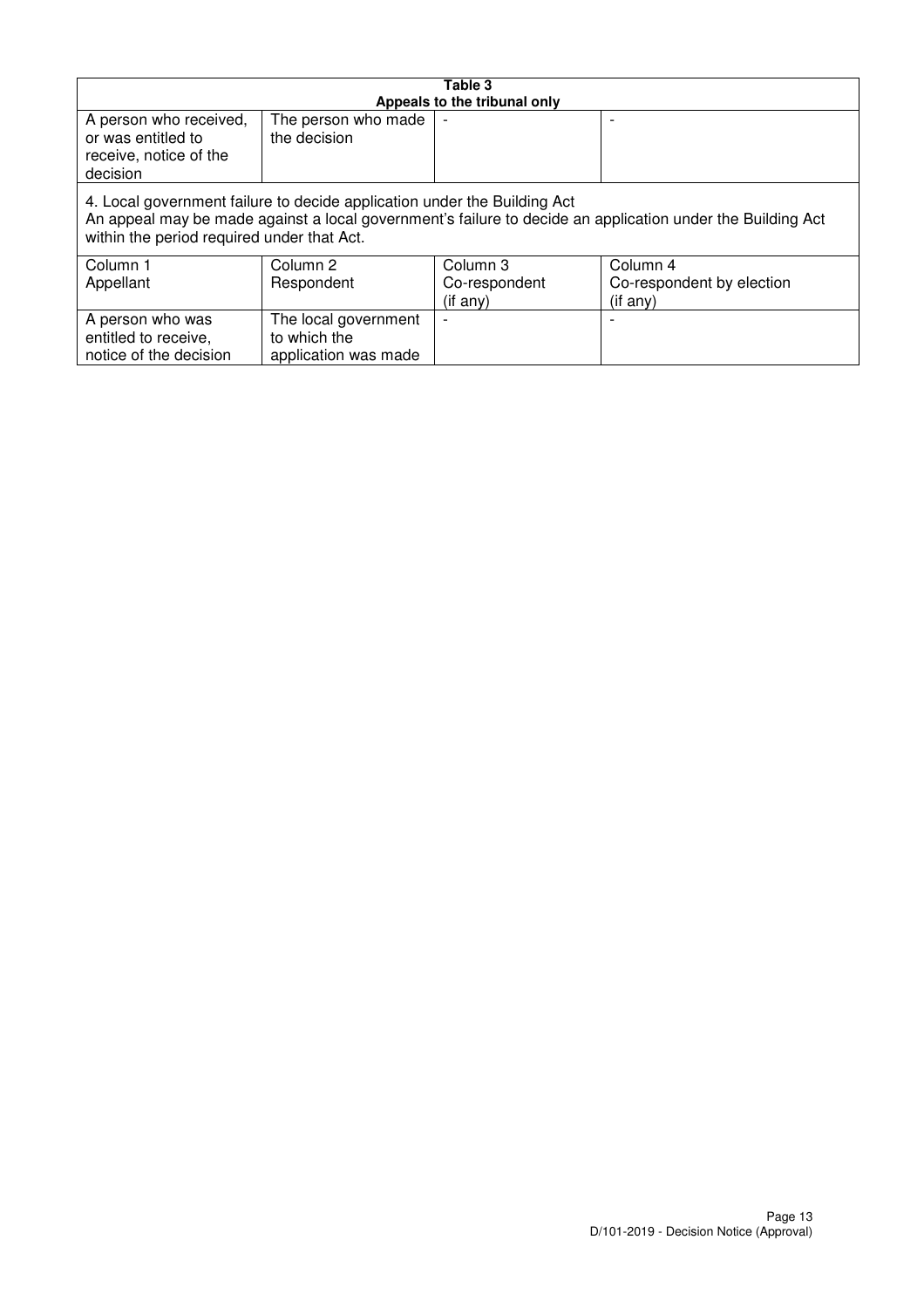| Table 3 | | | |
|---|---|---|---|
| Appeals to the tribunal only | | | |
| A person who received, or was entitled to receive, notice of the decision | The person who made the decision | - | - |
| 4. Local government failure to decide application under the Building Act<br>An appeal may be made against a local government's failure to decide an application under the Building Act within the period required under that Act. | | | |
| Column 1<br>Appellant | Column 2<br>Respondent | Column 3<br>Co-respondent<br>(if any) | Column 4<br>Co-respondent by election<br>(if any) |
| A person who was entitled to receive, notice of the decision | The local government to which the application was made | - | - |